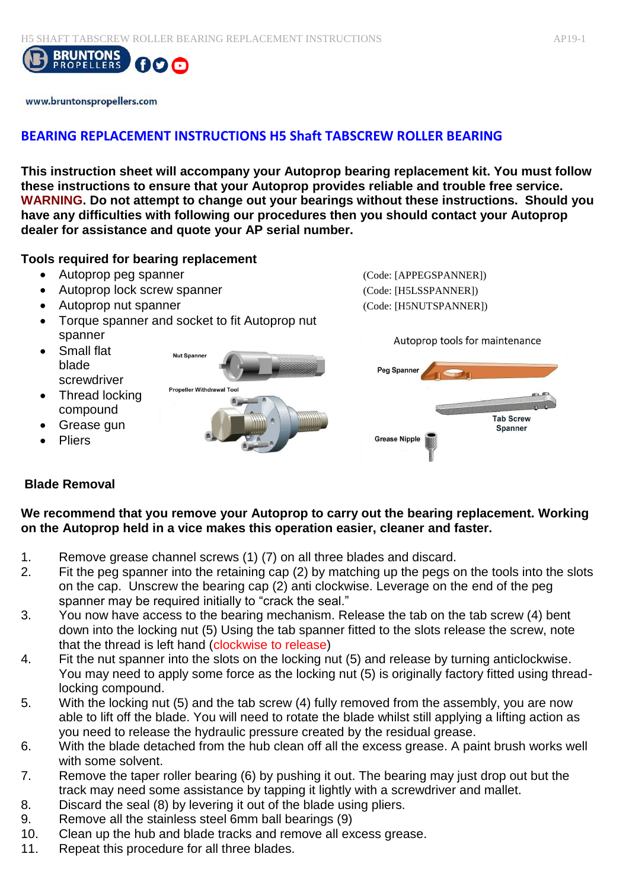www.bruntonspropellers.com

# BEARING REPLACEMENT INSTRUCTIONS H5 Shaft TABSCREW ROLLER BEARING

**This instruction sheet will accompany your Autoprop bearing replacement kit. You must follow these instructions to ensure that your Autoprop provides reliable and trouble free service. WARNING. Do not attempt to change out your bearings without these instructions. Should you have any difficulties with following our procedures then you should contact your Autoprop dealer for assistance and quote your AP serial number.**

**Tools required for bearing replacement**

- Autoprop peg spanner (Code: [APPEGSPANNER])
- Autoprop lock screw spanner (Code: [H5LSSPANNER])
- Autoprop nut spanner (Code: [H5NUTSPANNER])
- Torque spanner and socket to fit Autoprop nut spanner
- Small flat blade screwdriver
- Thread locking compound
- Grease gun
- Pliers

Nut Spanner

Propeller Withdrawal Tool

Autoprop tools for maintenance

Peg Spanner

Tab Screw Spanner

Grease Nipple

## Blade Removal

**We recommend that you remove your Autoprop to carry out the bearing replacement. Working on the Autoprop held in a vice makes this operation easier, cleaner and faster.**

1. Remove grease channel screws (1) (7) on all three blades and discard.
2. Fit the peg spanner into the retaining cap (2) by matching up the pegs on the tools into the slots on the cap. Unscrew the bearing cap (2) anti clockwise. Leverage on the end of the peg spanner may be required initially to "crack the seal."
3. You now have access to the bearing mechanism. Release the tab on the tab screw (4) bent down into the locking nut (5) Using the tab spanner fitted to the slots release the screw, note that the thread is left hand (clockwise to release)
4. Fit the nut spanner into the slots on the locking nut (5) and release by turning anticlockwise. You may need to apply some force as the locking nut (5) is originally factory fitted using thread-locking compound.
5. With the locking nut (5) and the tab screw (4) fully removed from the assembly, you are now able to lift off the blade. You will need to rotate the blade whilst still applying a lifting action as you need to release the hydraulic pressure created by the residual grease.
6. With the blade detached from the hub clean off all the excess grease. A paint brush works well with some solvent.
7. Remove the taper roller bearing (6) by pushing it out. The bearing may just drop out but the track may need some assistance by tapping it lightly with a screwdriver and mallet.
8. Discard the seal (8) by levering it out of the blade using pliers.
9. Remove all the stainless steel 6mm ball bearings (9)
10. Clean up the hub and blade tracks and remove all excess grease.
11. Repeat this procedure for all three blades.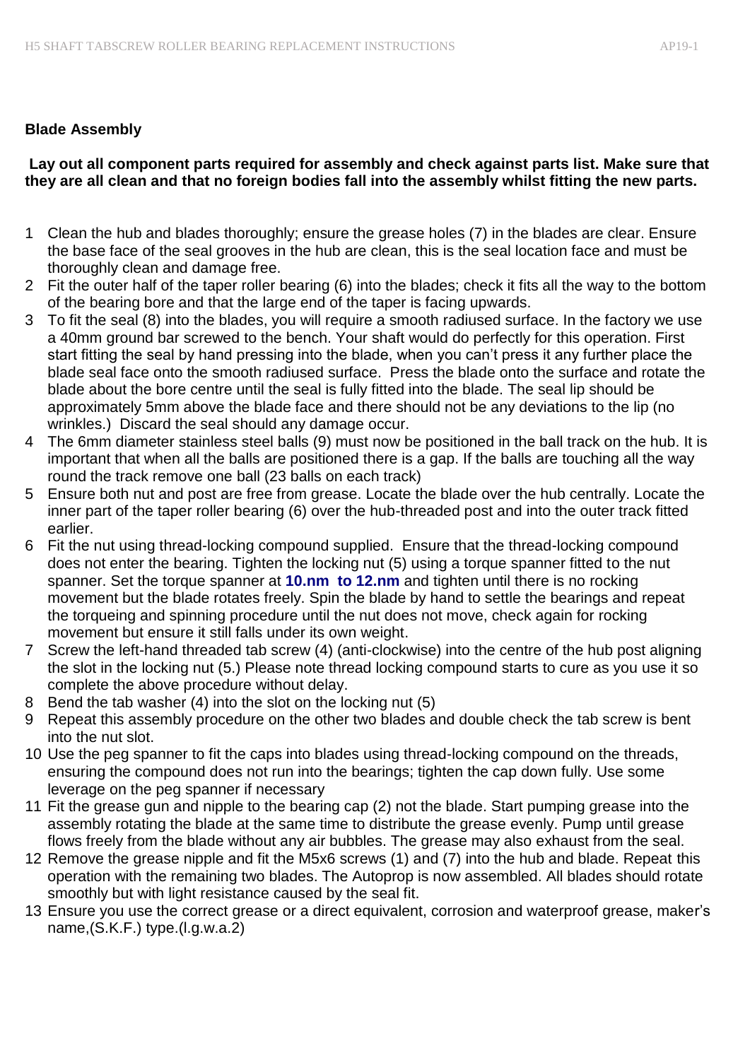**Blade Assembly**

**Lay out all component parts required for assembly and check against parts list. Make sure that they are all clean and that no foreign bodies fall into the assembly whilst fitting the new parts.**

1. Clean the hub and blades thoroughly; ensure the grease holes (7) in the blades are clear. Ensure the base face of the seal grooves in the hub are clean, this is the seal location face and must be thoroughly clean and damage free.
2. Fit the outer half of the taper roller bearing (6) into the blades; check it fits all the way to the bottom of the bearing bore and that the large end of the taper is facing upwards.
3. To fit the seal (8) into the blades, you will require a smooth radiused surface. In the factory we use a 40mm ground bar screwed to the bench. Your shaft would do perfectly for this operation. First start fitting the seal by hand pressing into the blade, when you can't press it any further place the blade seal face onto the smooth radiused surface. Press the blade onto the surface and rotate the blade about the bore centre until the seal is fully fitted into the blade. The seal lip should be approximately 5mm above the blade face and there should not be any deviations to the lip (no wrinkles.) Discard the seal should any damage occur.
4. The 6mm diameter stainless steel balls (9) must now be positioned in the ball track on the hub. It is important that when all the balls are positioned there is a gap. If the balls are touching all the way round the track remove one ball (23 balls on each track)
5. Ensure both nut and post are free from grease. Locate the blade over the hub centrally. Locate the inner part of the taper roller bearing (6) over the hub-threaded post and into the outer track fitted earlier.
6. Fit the nut using thread-locking compound supplied. Ensure that the thread-locking compound does not enter the bearing. Tighten the locking nut (5) using a torque spanner fitted to the nut spanner. Set the torque spanner at **10.nm to 12.nm** and tighten until there is no rocking movement but the blade rotates freely. Spin the blade by hand to settle the bearings and repeat the torqueing and spinning procedure until the nut does not move, check again for rocking movement but ensure it still falls under its own weight.
7. Screw the left-hand threaded tab screw (4) (anti-clockwise) into the centre of the hub post aligning the slot in the locking nut (5.) Please note thread locking compound starts to cure as you use it so complete the above procedure without delay.
8. Bend the tab washer (4) into the slot on the locking nut (5)
9. Repeat this assembly procedure on the other two blades and double check the tab screw is bent into the nut slot.
10. Use the peg spanner to fit the caps into blades using thread-locking compound on the threads, ensuring the compound does not run into the bearings; tighten the cap down fully. Use some leverage on the peg spanner if necessary
11. Fit the grease gun and nipple to the bearing cap (2) not the blade. Start pumping grease into the assembly rotating the blade at the same time to distribute the grease evenly. Pump until grease flows freely from the blade without any air bubbles. The grease may also exhaust from the seal.
12. Remove the grease nipple and fit the M5x6 screws (1) and (7) into the hub and blade. Repeat this operation with the remaining two blades. The Autoprop is now assembled. All blades should rotate smoothly but with light resistance caused by the seal fit.
13. Ensure you use the correct grease or a direct equivalent, corrosion and waterproof grease, maker's name,(S.K.F.) type.(l.g.w.a.2)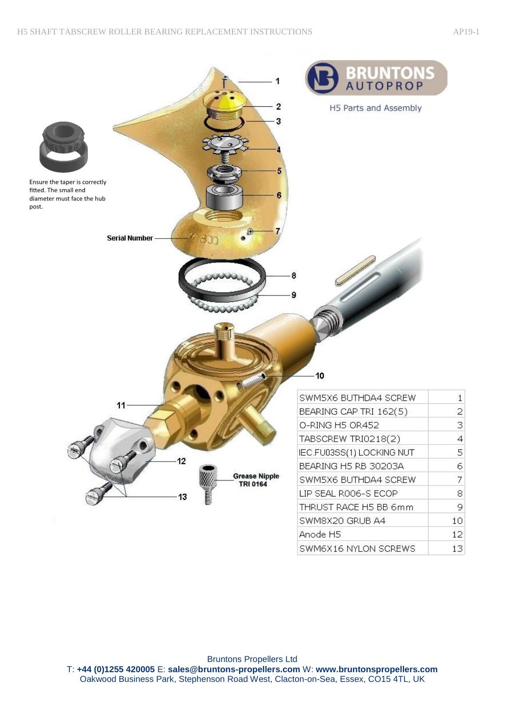Ensure the taper is correctly fitted. The small end diameter must face the hub post.

H5 Parts and Assembly

Serial Number

Grease Nipple TRI 0164

| | |
|---|---|
| SWM5X6 BUTHDA4 SCREW | 1 |
| BEARING CAP TRI 162(5) | 2 |
| O-RING H5 OR452 | 3 |
| TABSCREW TRI0218(2) | 4 |
| IEC.FU03SS(1) LOCKING NUT | 5 |
| BEARING H5 RB 30203A | 6 |
| SWM5X6 BUTHDA4 SCREW | 7 |
| LIP SEAL R006-S ECOP | 8 |
| THRUST RACE H5 BB 6mm | 9 |
| SWM8X20 GRUB A4 | 10 |
| Anode H5 | 12 |
| SWM6X16 NYLON SCREWS | 13 |

Bruntons Propellers Ltd
T: **+44 (0)1255 420005** E: **sales@bruntons-propellers.com** W: **www.bruntonspropellers.com**
Oakwood Business Park, Stephenson Road West, Clacton-on-Sea, Essex, CO15 4TL, UK